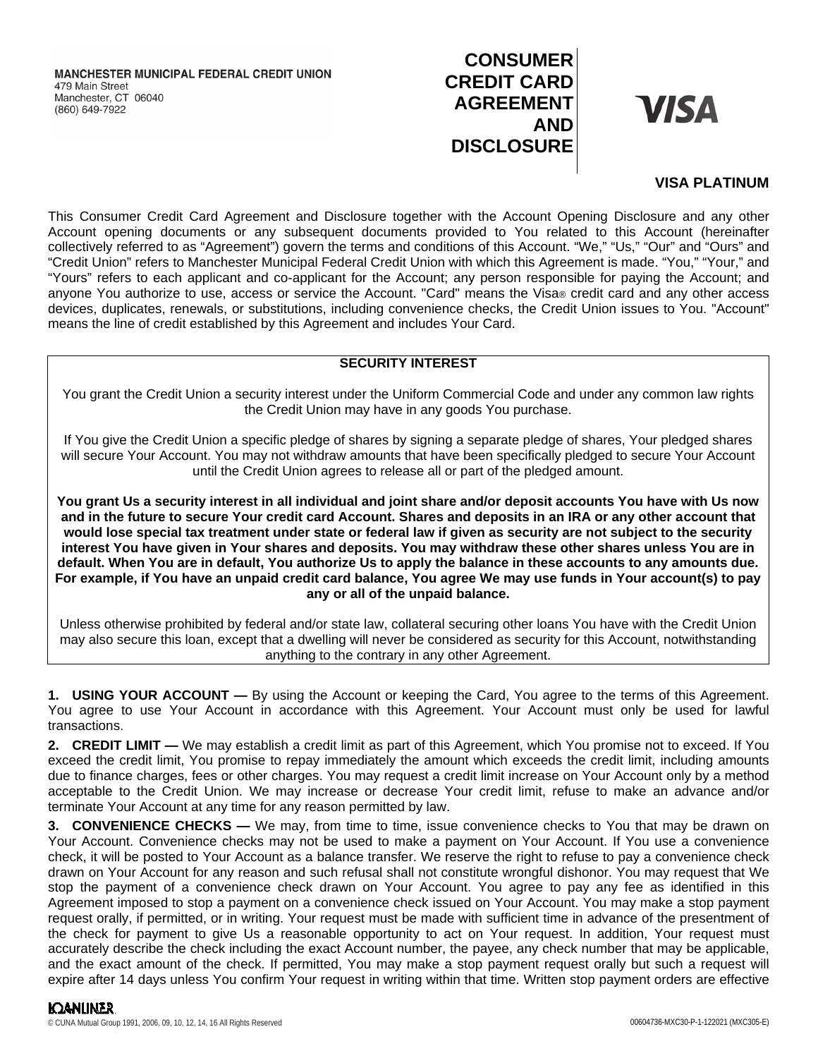**MANCHESTER MUNICIPAL FEDERAL CREDIT UNION**
479 Main Street
Manchester, CT 06040
(860) 649-7922

# CONSUMER CREDIT CARD AGREEMENT AND DISCLOSURE

**VISA**

**VISA PLATINUM**

This Consumer Credit Card Agreement and Disclosure together with the Account Opening Disclosure and any other Account opening documents or any subsequent documents provided to You related to this Account (hereinafter collectively referred to as "Agreement") govern the terms and conditions of this Account. "We," "Us," "Our" and "Ours" and "Credit Union" refers to Manchester Municipal Federal Credit Union with which this Agreement is made. "You," "Your," and "Yours" refers to each applicant and co-applicant for the Account; any person responsible for paying the Account; and anyone You authorize to use, access or service the Account. "Card" means the Visa® credit card and any other access devices, duplicates, renewals, or substitutions, including convenience checks, the Credit Union issues to You. "Account" means the line of credit established by this Agreement and includes Your Card.

**SECURITY INTEREST**

You grant the Credit Union a security interest under the Uniform Commercial Code and under any common law rights the Credit Union may have in any goods You purchase.

If You give the Credit Union a specific pledge of shares by signing a separate pledge of shares, Your pledged shares will secure Your Account. You may not withdraw amounts that have been specifically pledged to secure Your Account until the Credit Union agrees to release all or part of the pledged amount.

**You grant Us a security interest in all individual and joint share and/or deposit accounts You have with Us now and in the future to secure Your credit card Account. Shares and deposits in an IRA or any other account that would lose special tax treatment under state or federal law if given as security are not subject to the security interest You have given in Your shares and deposits. You may withdraw these other shares unless You are in default. When You are in default, You authorize Us to apply the balance in these accounts to any amounts due. For example, if You have an unpaid credit card balance, You agree We may use funds in Your account(s) to pay any or all of the unpaid balance.**

Unless otherwise prohibited by federal and/or state law, collateral securing other loans You have with the Credit Union may also secure this loan, except that a dwelling will never be considered as security for this Account, notwithstanding anything to the contrary in any other Agreement.

**1. USING YOUR ACCOUNT —** By using the Account or keeping the Card, You agree to the terms of this Agreement. You agree to use Your Account in accordance with this Agreement. Your Account must only be used for lawful transactions.

**2. CREDIT LIMIT —** We may establish a credit limit as part of this Agreement, which You promise not to exceed. If You exceed the credit limit, You promise to repay immediately the amount which exceeds the credit limit, including amounts due to finance charges, fees or other charges. You may request a credit limit increase on Your Account only by a method acceptable to the Credit Union. We may increase or decrease Your credit limit, refuse to make an advance and/or terminate Your Account at any time for any reason permitted by law.

**3. CONVENIENCE CHECKS —** We may, from time to time, issue convenience checks to You that may be drawn on Your Account. Convenience checks may not be used to make a payment on Your Account. If You use a convenience check, it will be posted to Your Account as a balance transfer. We reserve the right to refuse to pay a convenience check drawn on Your Account for any reason and such refusal shall not constitute wrongful dishonor. You may request that We stop the payment of a convenience check drawn on Your Account. You agree to pay any fee as identified in this Agreement imposed to stop a payment on a convenience check issued on Your Account. You may make a stop payment request orally, if permitted, or in writing. Your request must be made with sufficient time in advance of the presentment of the check for payment to give Us a reasonable opportunity to act on Your request. In addition, Your request must accurately describe the check including the exact Account number, the payee, any check number that may be applicable, and the exact amount of the check. If permitted, You may make a stop payment request orally but such a request will expire after 14 days unless You confirm Your request in writing within that time. Written stop payment orders are effective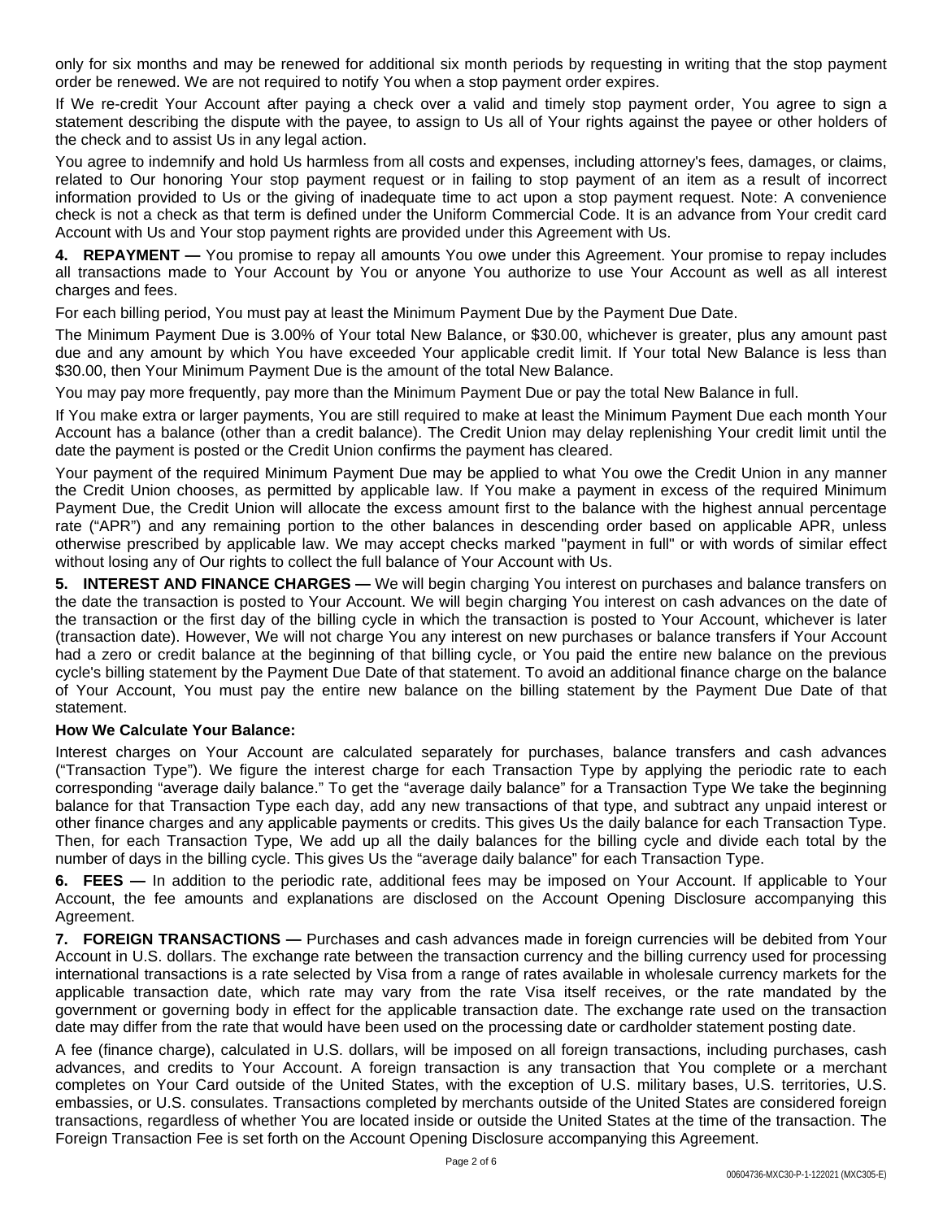only for six months and may be renewed for additional six month periods by requesting in writing that the stop payment order be renewed. We are not required to notify You when a stop payment order expires.

If We re-credit Your Account after paying a check over a valid and timely stop payment order, You agree to sign a statement describing the dispute with the payee, to assign to Us all of Your rights against the payee or other holders of the check and to assist Us in any legal action.

You agree to indemnify and hold Us harmless from all costs and expenses, including attorney's fees, damages, or claims, related to Our honoring Your stop payment request or in failing to stop payment of an item as a result of incorrect information provided to Us or the giving of inadequate time to act upon a stop payment request. Note: A convenience check is not a check as that term is defined under the Uniform Commercial Code. It is an advance from Your credit card Account with Us and Your stop payment rights are provided under this Agreement with Us.

**4. REPAYMENT —** You promise to repay all amounts You owe under this Agreement. Your promise to repay includes all transactions made to Your Account by You or anyone You authorize to use Your Account as well as all interest charges and fees.

For each billing period, You must pay at least the Minimum Payment Due by the Payment Due Date.

The Minimum Payment Due is 3.00% of Your total New Balance, or $30.00, whichever is greater, plus any amount past due and any amount by which You have exceeded Your applicable credit limit. If Your total New Balance is less than $30.00, then Your Minimum Payment Due is the amount of the total New Balance.

You may pay more frequently, pay more than the Minimum Payment Due or pay the total New Balance in full.

If You make extra or larger payments, You are still required to make at least the Minimum Payment Due each month Your Account has a balance (other than a credit balance). The Credit Union may delay replenishing Your credit limit until the date the payment is posted or the Credit Union confirms the payment has cleared.

Your payment of the required Minimum Payment Due may be applied to what You owe the Credit Union in any manner the Credit Union chooses, as permitted by applicable law. If You make a payment in excess of the required Minimum Payment Due, the Credit Union will allocate the excess amount first to the balance with the highest annual percentage rate ("APR") and any remaining portion to the other balances in descending order based on applicable APR, unless otherwise prescribed by applicable law. We may accept checks marked "payment in full" or with words of similar effect without losing any of Our rights to collect the full balance of Your Account with Us.

**5. INTEREST AND FINANCE CHARGES —** We will begin charging You interest on purchases and balance transfers on the date the transaction is posted to Your Account. We will begin charging You interest on cash advances on the date of the transaction or the first day of the billing cycle in which the transaction is posted to Your Account, whichever is later (transaction date). However, We will not charge You any interest on new purchases or balance transfers if Your Account had a zero or credit balance at the beginning of that billing cycle, or You paid the entire new balance on the previous cycle's billing statement by the Payment Due Date of that statement. To avoid an additional finance charge on the balance of Your Account, You must pay the entire new balance on the billing statement by the Payment Due Date of that statement.

**How We Calculate Your Balance:**

Interest charges on Your Account are calculated separately for purchases, balance transfers and cash advances ("Transaction Type"). We figure the interest charge for each Transaction Type by applying the periodic rate to each corresponding "average daily balance." To get the "average daily balance" for a Transaction Type We take the beginning balance for that Transaction Type each day, add any new transactions of that type, and subtract any unpaid interest or other finance charges and any applicable payments or credits. This gives Us the daily balance for each Transaction Type. Then, for each Transaction Type, We add up all the daily balances for the billing cycle and divide each total by the number of days in the billing cycle. This gives Us the "average daily balance" for each Transaction Type.

**6. FEES —** In addition to the periodic rate, additional fees may be imposed on Your Account. If applicable to Your Account, the fee amounts and explanations are disclosed on the Account Opening Disclosure accompanying this Agreement.

**7. FOREIGN TRANSACTIONS —** Purchases and cash advances made in foreign currencies will be debited from Your Account in U.S. dollars. The exchange rate between the transaction currency and the billing currency used for processing international transactions is a rate selected by Visa from a range of rates available in wholesale currency markets for the applicable transaction date, which rate may vary from the rate Visa itself receives, or the rate mandated by the government or governing body in effect for the applicable transaction date. The exchange rate used on the transaction date may differ from the rate that would have been used on the processing date or cardholder statement posting date.

A fee (finance charge), calculated in U.S. dollars, will be imposed on all foreign transactions, including purchases, cash advances, and credits to Your Account. A foreign transaction is any transaction that You complete or a merchant completes on Your Card outside of the United States, with the exception of U.S. military bases, U.S. territories, U.S. embassies, or U.S. consulates. Transactions completed by merchants outside of the United States are considered foreign transactions, regardless of whether You are located inside or outside the United States at the time of the transaction. The Foreign Transaction Fee is set forth on the Account Opening Disclosure accompanying this Agreement.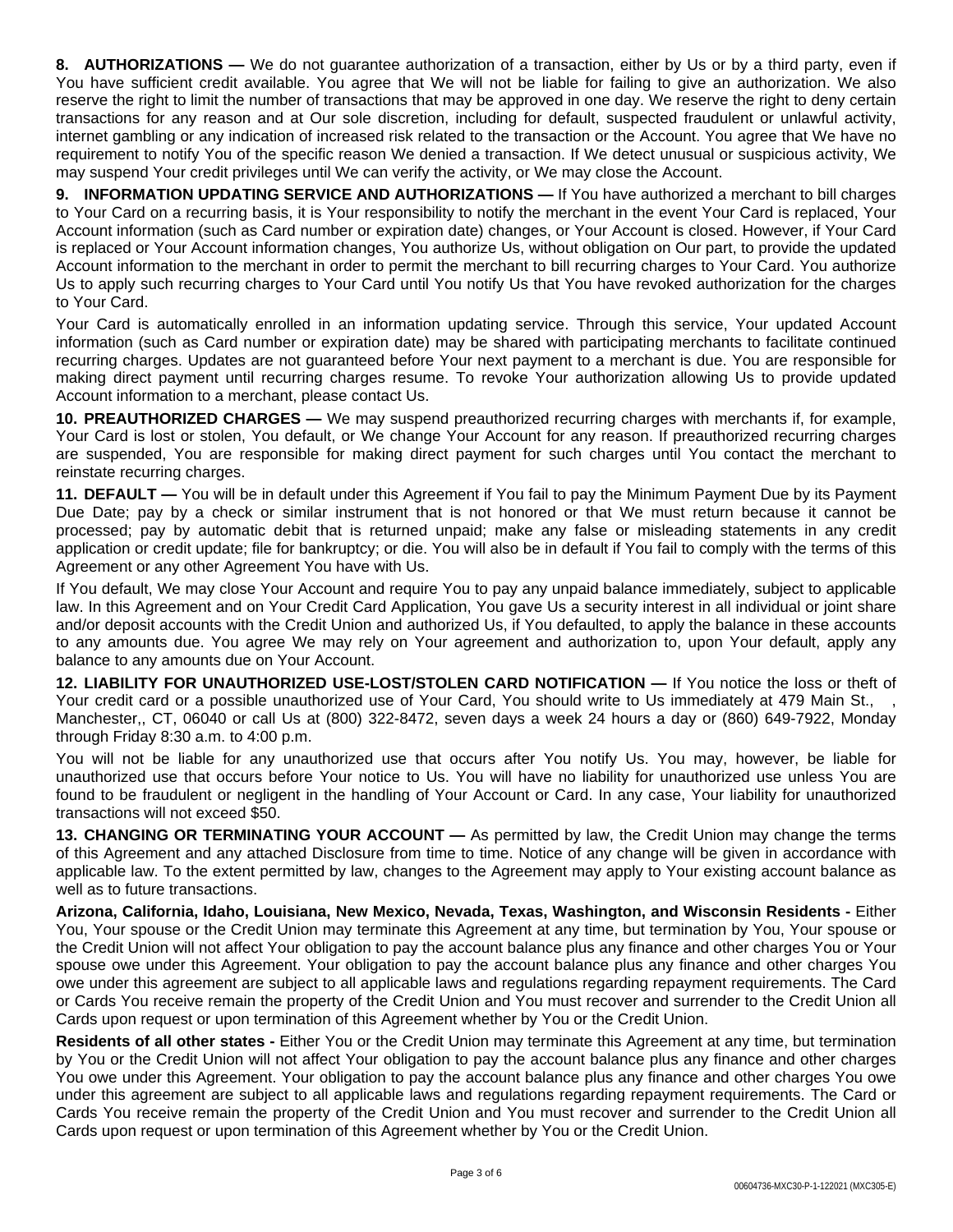**8. AUTHORIZATIONS —** We do not guarantee authorization of a transaction, either by Us or by a third party, even if You have sufficient credit available. You agree that We will not be liable for failing to give an authorization. We also reserve the right to limit the number of transactions that may be approved in one day. We reserve the right to deny certain transactions for any reason and at Our sole discretion, including for default, suspected fraudulent or unlawful activity, internet gambling or any indication of increased risk related to the transaction or the Account. You agree that We have no requirement to notify You of the specific reason We denied a transaction. If We detect unusual or suspicious activity, We may suspend Your credit privileges until We can verify the activity, or We may close the Account.

**9. INFORMATION UPDATING SERVICE AND AUTHORIZATIONS —** If You have authorized a merchant to bill charges to Your Card on a recurring basis, it is Your responsibility to notify the merchant in the event Your Card is replaced, Your Account information (such as Card number or expiration date) changes, or Your Account is closed. However, if Your Card is replaced or Your Account information changes, You authorize Us, without obligation on Our part, to provide the updated Account information to the merchant in order to permit the merchant to bill recurring charges to Your Card. You authorize Us to apply such recurring charges to Your Card until You notify Us that You have revoked authorization for the charges to Your Card.

Your Card is automatically enrolled in an information updating service. Through this service, Your updated Account information (such as Card number or expiration date) may be shared with participating merchants to facilitate continued recurring charges. Updates are not guaranteed before Your next payment to a merchant is due. You are responsible for making direct payment until recurring charges resume. To revoke Your authorization allowing Us to provide updated Account information to a merchant, please contact Us.

**10. PREAUTHORIZED CHARGES —** We may suspend preauthorized recurring charges with merchants if, for example, Your Card is lost or stolen, You default, or We change Your Account for any reason. If preauthorized recurring charges are suspended, You are responsible for making direct payment for such charges until You contact the merchant to reinstate recurring charges.

**11. DEFAULT —** You will be in default under this Agreement if You fail to pay the Minimum Payment Due by its Payment Due Date; pay by a check or similar instrument that is not honored or that We must return because it cannot be processed; pay by automatic debit that is returned unpaid; make any false or misleading statements in any credit application or credit update; file for bankruptcy; or die. You will also be in default if You fail to comply with the terms of this Agreement or any other Agreement You have with Us.

If You default, We may close Your Account and require You to pay any unpaid balance immediately, subject to applicable law. In this Agreement and on Your Credit Card Application, You gave Us a security interest in all individual or joint share and/or deposit accounts with the Credit Union and authorized Us, if You defaulted, to apply the balance in these accounts to any amounts due. You agree We may rely on Your agreement and authorization to, upon Your default, apply any balance to any amounts due on Your Account.

**12. LIABILITY FOR UNAUTHORIZED USE-LOST/STOLEN CARD NOTIFICATION —** If You notice the loss or theft of Your credit card or a possible unauthorized use of Your Card, You should write to Us immediately at 479 Main St., , Manchester,, CT, 06040 or call Us at (800) 322-8472, seven days a week 24 hours a day or (860) 649-7922, Monday through Friday 8:30 a.m. to 4:00 p.m.

You will not be liable for any unauthorized use that occurs after You notify Us. You may, however, be liable for unauthorized use that occurs before Your notice to Us. You will have no liability for unauthorized use unless You are found to be fraudulent or negligent in the handling of Your Account or Card. In any case, Your liability for unauthorized transactions will not exceed $50.

**13. CHANGING OR TERMINATING YOUR ACCOUNT —** As permitted by law, the Credit Union may change the terms of this Agreement and any attached Disclosure from time to time. Notice of any change will be given in accordance with applicable law. To the extent permitted by law, changes to the Agreement may apply to Your existing account balance as well as to future transactions.

**Arizona, California, Idaho, Louisiana, New Mexico, Nevada, Texas, Washington, and Wisconsin Residents -** Either You, Your spouse or the Credit Union may terminate this Agreement at any time, but termination by You, Your spouse or the Credit Union will not affect Your obligation to pay the account balance plus any finance and other charges You or Your spouse owe under this Agreement. Your obligation to pay the account balance plus any finance and other charges You owe under this agreement are subject to all applicable laws and regulations regarding repayment requirements. The Card or Cards You receive remain the property of the Credit Union and You must recover and surrender to the Credit Union all Cards upon request or upon termination of this Agreement whether by You or the Credit Union.

**Residents of all other states -** Either You or the Credit Union may terminate this Agreement at any time, but termination by You or the Credit Union will not affect Your obligation to pay the account balance plus any finance and other charges You owe under this Agreement. Your obligation to pay the account balance plus any finance and other charges You owe under this agreement are subject to all applicable laws and regulations regarding repayment requirements. The Card or Cards You receive remain the property of the Credit Union and You must recover and surrender to the Credit Union all Cards upon request or upon termination of this Agreement whether by You or the Credit Union.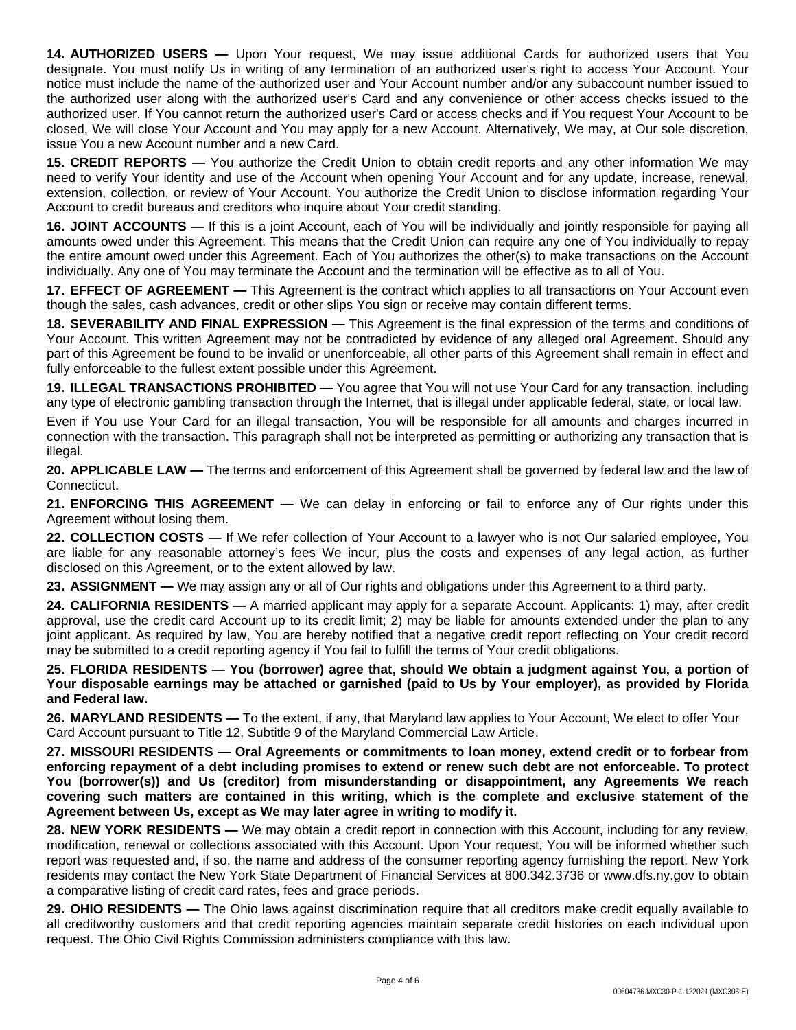**14. AUTHORIZED USERS —** Upon Your request, We may issue additional Cards for authorized users that You designate. You must notify Us in writing of any termination of an authorized user's right to access Your Account. Your notice must include the name of the authorized user and Your Account number and/or any subaccount number issued to the authorized user along with the authorized user's Card and any convenience or other access checks issued to the authorized user. If You cannot return the authorized user's Card or access checks and if You request Your Account to be closed, We will close Your Account and You may apply for a new Account. Alternatively, We may, at Our sole discretion, issue You a new Account number and a new Card.

**15. CREDIT REPORTS —** You authorize the Credit Union to obtain credit reports and any other information We may need to verify Your identity and use of the Account when opening Your Account and for any update, increase, renewal, extension, collection, or review of Your Account. You authorize the Credit Union to disclose information regarding Your Account to credit bureaus and creditors who inquire about Your credit standing.

**16. JOINT ACCOUNTS —** If this is a joint Account, each of You will be individually and jointly responsible for paying all amounts owed under this Agreement. This means that the Credit Union can require any one of You individually to repay the entire amount owed under this Agreement. Each of You authorizes the other(s) to make transactions on the Account individually. Any one of You may terminate the Account and the termination will be effective as to all of You.

**17. EFFECT OF AGREEMENT —** This Agreement is the contract which applies to all transactions on Your Account even though the sales, cash advances, credit or other slips You sign or receive may contain different terms.

**18. SEVERABILITY AND FINAL EXPRESSION —** This Agreement is the final expression of the terms and conditions of Your Account. This written Agreement may not be contradicted by evidence of any alleged oral Agreement. Should any part of this Agreement be found to be invalid or unenforceable, all other parts of this Agreement shall remain in effect and fully enforceable to the fullest extent possible under this Agreement.

**19. ILLEGAL TRANSACTIONS PROHIBITED —** You agree that You will not use Your Card for any transaction, including any type of electronic gambling transaction through the Internet, that is illegal under applicable federal, state, or local law.

Even if You use Your Card for an illegal transaction, You will be responsible for all amounts and charges incurred in connection with the transaction. This paragraph shall not be interpreted as permitting or authorizing any transaction that is illegal.

**20. APPLICABLE LAW —** The terms and enforcement of this Agreement shall be governed by federal law and the law of Connecticut.

**21. ENFORCING THIS AGREEMENT —** We can delay in enforcing or fail to enforce any of Our rights under this Agreement without losing them.

**22. COLLECTION COSTS —** If We refer collection of Your Account to a lawyer who is not Our salaried employee, You are liable for any reasonable attorney's fees We incur, plus the costs and expenses of any legal action, as further disclosed on this Agreement, or to the extent allowed by law.

**23. ASSIGNMENT —** We may assign any or all of Our rights and obligations under this Agreement to a third party.

**24. CALIFORNIA RESIDENTS —** A married applicant may apply for a separate Account. Applicants: 1) may, after credit approval, use the credit card Account up to its credit limit; 2) may be liable for amounts extended under the plan to any joint applicant. As required by law, You are hereby notified that a negative credit report reflecting on Your credit record may be submitted to a credit reporting agency if You fail to fulfill the terms of Your credit obligations.

**25. FLORIDA RESIDENTS — You (borrower) agree that, should We obtain a judgment against You, a portion of Your disposable earnings may be attached or garnished (paid to Us by Your employer), as provided by Florida and Federal law.**

**26. MARYLAND RESIDENTS —** To the extent, if any, that Maryland law applies to Your Account, We elect to offer Your Card Account pursuant to Title 12, Subtitle 9 of the Maryland Commercial Law Article.

**27. MISSOURI RESIDENTS — Oral Agreements or commitments to loan money, extend credit or to forbear from enforcing repayment of a debt including promises to extend or renew such debt are not enforceable. To protect You (borrower(s)) and Us (creditor) from misunderstanding or disappointment, any Agreements We reach covering such matters are contained in this writing, which is the complete and exclusive statement of the Agreement between Us, except as We may later agree in writing to modify it.**

**28. NEW YORK RESIDENTS —** We may obtain a credit report in connection with this Account, including for any review, modification, renewal or collections associated with this Account. Upon Your request, You will be informed whether such report was requested and, if so, the name and address of the consumer reporting agency furnishing the report. New York residents may contact the New York State Department of Financial Services at 800.342.3736 or www.dfs.ny.gov to obtain a comparative listing of credit card rates, fees and grace periods.

**29. OHIO RESIDENTS —** The Ohio laws against discrimination require that all creditors make credit equally available to all creditworthy customers and that credit reporting agencies maintain separate credit histories on each individual upon request. The Ohio Civil Rights Commission administers compliance with this law.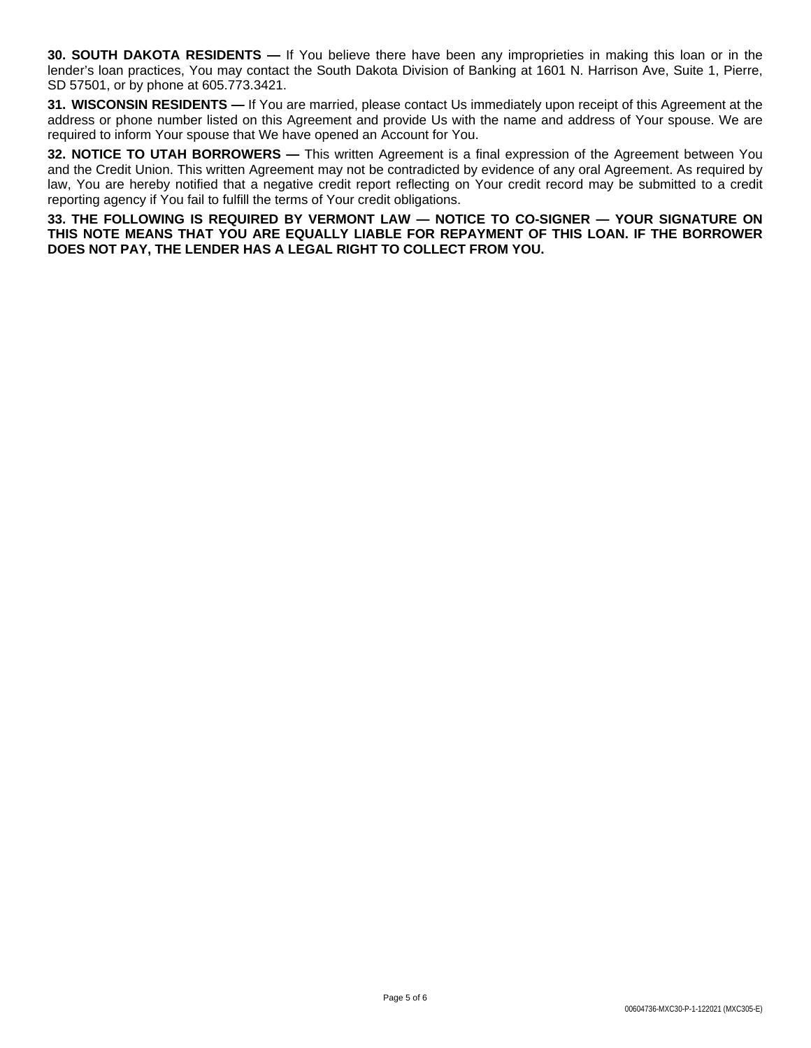**30. SOUTH DAKOTA RESIDENTS —** If You believe there have been any improprieties in making this loan or in the lender's loan practices, You may contact the South Dakota Division of Banking at 1601 N. Harrison Ave, Suite 1, Pierre, SD 57501, or by phone at 605.773.3421.

**31. WISCONSIN RESIDENTS —** If You are married, please contact Us immediately upon receipt of this Agreement at the address or phone number listed on this Agreement and provide Us with the name and address of Your spouse. We are required to inform Your spouse that We have opened an Account for You.

**32. NOTICE TO UTAH BORROWERS —** This written Agreement is a final expression of the Agreement between You and the Credit Union. This written Agreement may not be contradicted by evidence of any oral Agreement. As required by law, You are hereby notified that a negative credit report reflecting on Your credit record may be submitted to a credit reporting agency if You fail to fulfill the terms of Your credit obligations.

**33. THE FOLLOWING IS REQUIRED BY VERMONT LAW — NOTICE TO CO-SIGNER — YOUR SIGNATURE ON THIS NOTE MEANS THAT YOU ARE EQUALLY LIABLE FOR REPAYMENT OF THIS LOAN. IF THE BORROWER DOES NOT PAY, THE LENDER HAS A LEGAL RIGHT TO COLLECT FROM YOU.**

00604736-MXC30-P-1-122021 (MXC305-E)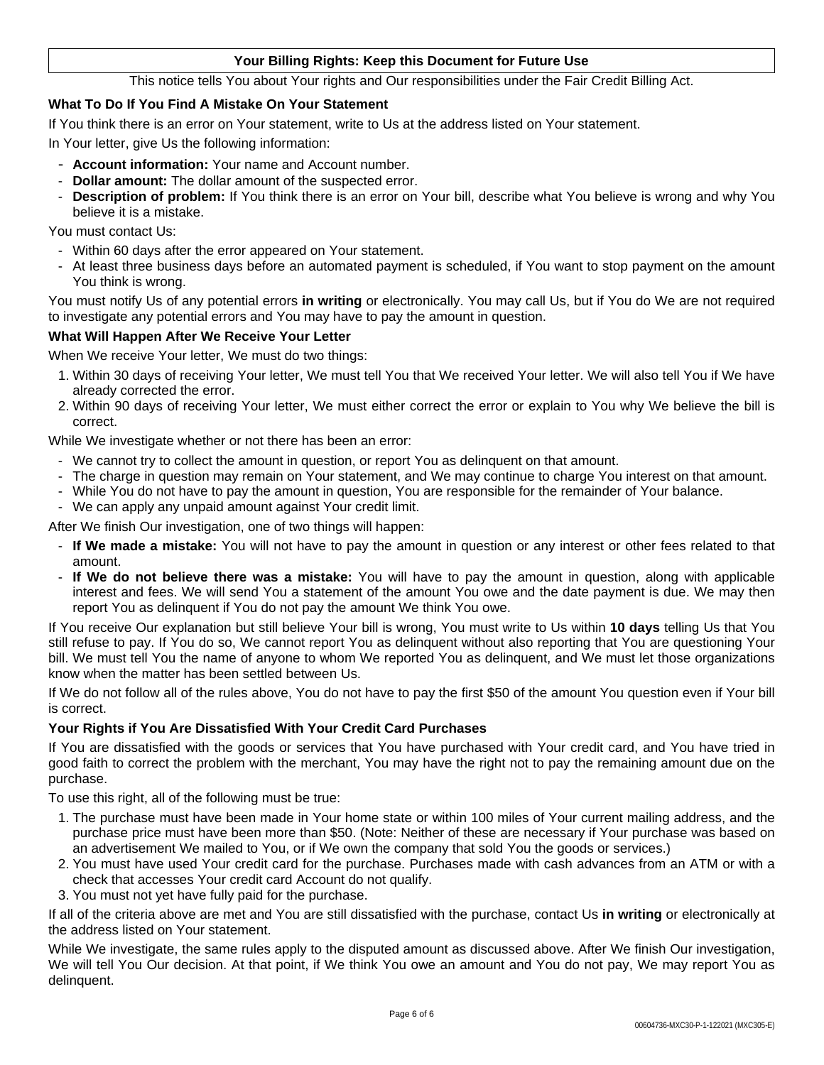## Your Billing Rights: Keep this Document for Future Use

This notice tells You about Your rights and Our responsibilities under the Fair Credit Billing Act.

### What To Do If You Find A Mistake On Your Statement

If You think there is an error on Your statement, write to Us at the address listed on Your statement.

In Your letter, give Us the following information:

- **Account information:** Your name and Account number.
- **Dollar amount:** The dollar amount of the suspected error.
- **Description of problem:** If You think there is an error on Your bill, describe what You believe is wrong and why You believe it is a mistake.

You must contact Us:

- Within 60 days after the error appeared on Your statement.
- At least three business days before an automated payment is scheduled, if You want to stop payment on the amount You think is wrong.

You must notify Us of any potential errors **in writing** or electronically. You may call Us, but if You do We are not required to investigate any potential errors and You may have to pay the amount in question.

### What Will Happen After We Receive Your Letter

When We receive Your letter, We must do two things:

1. Within 30 days of receiving Your letter, We must tell You that We received Your letter. We will also tell You if We have already corrected the error.
2. Within 90 days of receiving Your letter, We must either correct the error or explain to You why We believe the bill is correct.

While We investigate whether or not there has been an error:

- We cannot try to collect the amount in question, or report You as delinquent on that amount.
- The charge in question may remain on Your statement, and We may continue to charge You interest on that amount.
- While You do not have to pay the amount in question, You are responsible for the remainder of Your balance.
- We can apply any unpaid amount against Your credit limit.

After We finish Our investigation, one of two things will happen:

- **If We made a mistake:** You will not have to pay the amount in question or any interest or other fees related to that amount.
- **If We do not believe there was a mistake:** You will have to pay the amount in question, along with applicable interest and fees. We will send You a statement of the amount You owe and the date payment is due. We may then report You as delinquent if You do not pay the amount We think You owe.

If You receive Our explanation but still believe Your bill is wrong, You must write to Us within **10 days** telling Us that You still refuse to pay. If You do so, We cannot report You as delinquent without also reporting that You are questioning Your bill. We must tell You the name of anyone to whom We reported You as delinquent, and We must let those organizations know when the matter has been settled between Us.

If We do not follow all of the rules above, You do not have to pay the first $50 of the amount You question even if Your bill is correct.

### Your Rights if You Are Dissatisfied With Your Credit Card Purchases

If You are dissatisfied with the goods or services that You have purchased with Your credit card, and You have tried in good faith to correct the problem with the merchant, You may have the right not to pay the remaining amount due on the purchase.

To use this right, all of the following must be true:

1. The purchase must have been made in Your home state or within 100 miles of Your current mailing address, and the purchase price must have been more than $50. (Note: Neither of these are necessary if Your purchase was based on an advertisement We mailed to You, or if We own the company that sold You the goods or services.)
2. You must have used Your credit card for the purchase. Purchases made with cash advances from an ATM or with a check that accesses Your credit card Account do not qualify.
3. You must not yet have fully paid for the purchase.

If all of the criteria above are met and You are still dissatisfied with the purchase, contact Us **in writing** or electronically at the address listed on Your statement.

While We investigate, the same rules apply to the disputed amount as discussed above. After We finish Our investigation, We will tell You Our decision. At that point, if We think You owe an amount and You do not pay, We may report You as delinquent.

00604736-MXC30-P-1-122021 (MXC305-E)